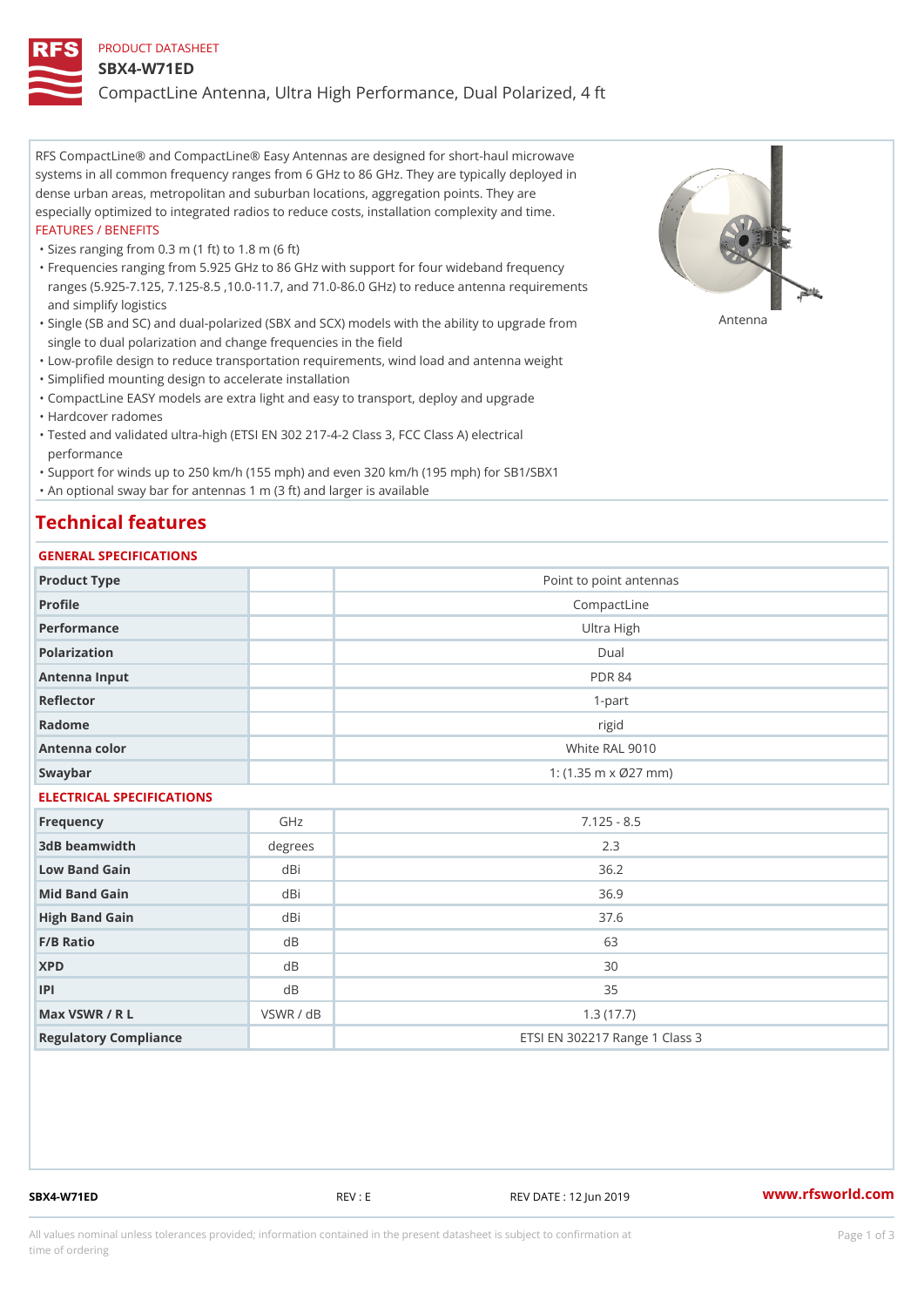PRODUCT DATASHEET

# SBX4-W71ED

## CompactLine Antenna, Ultra High Performance, Dual Polarized, 4 ft

RFS CompactLine® and CompactLine® Easy Antennas are designed for short-haul microwave systems in all common frequency ranges from 6 GHz to 86 GHz. They are typically deployed in dense urban areas, metropolitan and suburban locations, aggregation points. They are especially optimized to integrated radios to reduce costs, installation complexity and time.

FEATURES / BENEFITS

- Sizes ranging from 0.3 m (1 ft) to 1.8 m (6 ft)
- Frequencies ranging from 5.925 GHz to 86 GHz with support for four wideband frequency ranges (5.925-7.125, 7.125-8.5 ,10.0-11.7, and 71.0-86.0 GHz) to reduce antenna requirements and simplify logistics
- Single (SB and SC) and dual-polarized (SBX and SCX) models with the ability to upgrade from single to dual polarization and change frequencies in the field
- Low-profile design to reduce transportation requirements, wind load and antenna weight
- Simplified mounting design to accelerate installation
- CompactLine EASY models are extra light and easy to transport, deploy and upgrade
- Hardcover radomes
- Tested and validated ultra-high (ETSI EN 302 217-4-2 Class 3, FCC Class A) electrical performance
- Support for winds up to 250 km/h (155 mph) and even 320 km/h (195 mph) for SB1/SBX1
- An optional sway bar for antennas 1 m (3 ft) and larger is available

Antenna

## Technical features

### GENERAL SPECIFICATIONS

| | | |
|---|---|---|
| Product Type | | Point to point antennas |
| Profile | | CompactLine |
| Performance | | Ultra High |
| Polarization | | Dual |
| Antenna Input | | PDR 84 |
| Reflector | | 1-part |
| Radome | | rigid |
| Antenna color | | White RAL 9010 |
| Swaybar | | 1: (1.35 m x Ø27 mm) |

### ELECTRICAL SPECIFICATIONS

| | | |
|---|---|---|
| Frequency | GHz | 7.125 - 8.5 |
| 3dB beamwidth | degrees | 2.3 |
| Low Band Gain | dBi | 36.2 |
| Mid Band Gain | dBi | 36.9 |
| High Band Gain | dBi | 37.6 |
| F/B Ratio | dB | 63 |
| XPD | dB | 30 |
| IPI | dB | 35 |
| Max VSWR / R L | VSWR / dB | 1.3 (17.7) |
| Regulatory Compliance | | ETSI EN 302217 Range 1 Class 3 |

SBX4-W71ED REV : E REV DATE : 12 Jun 2019 www.rfsworld.com

All values nominal unless tolerances provided; information contained in the present datasheet is subject to confirmation at time of ordering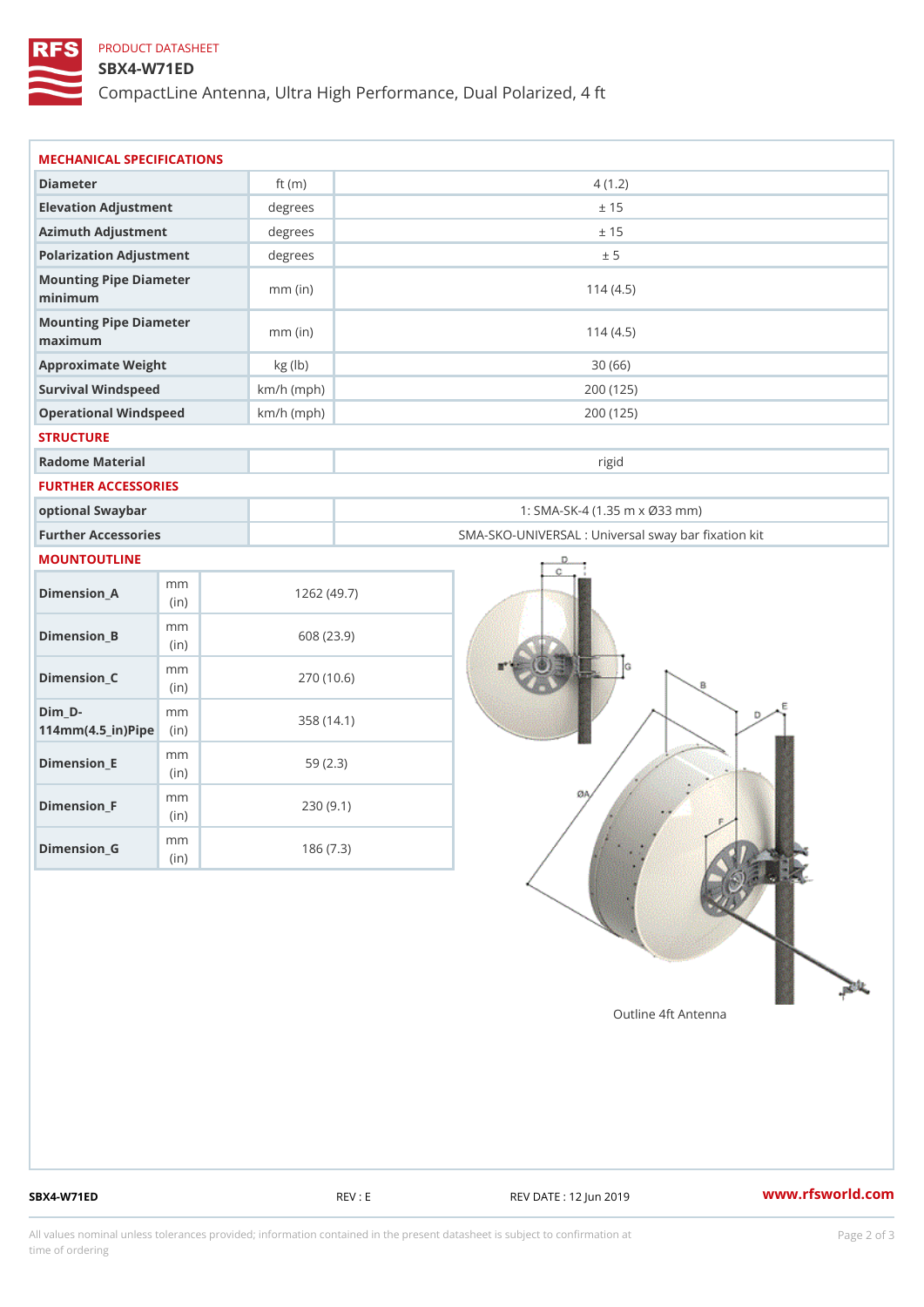PRODUCT DATASHEET

# SBX4-W71ED

CompactLine Antenna, Ultra High Performance, Dual Polarized, 4 ft

## MECHANICAL SPECIFICATIONS

| | | |
|---|---|---|
| Diameter | ft (m) | 4 (1.2) |
| Elevation Adjustment | degrees | ± 15 |
| Azimuth Adjustment | degrees | ± 15 |
| Polarization Adjustment | degrees | ± 5 |
| Mounting Pipe Diameter minimum | mm (in) | 114 (4.5) |
| Mounting Pipe Diameter maximum | mm (in) | 114 (4.5) |
| Approximate Weight | kg (lb) | 30 (66) |
| Survival Windspeed | km/h (mph) | 200 (125) |
| Operational Windspeed | km/h (mph) | 200 (125) |

## STRUCTURE

| | | |
|---|---|---|
| Radome Material | | rigid |

## FURTHER ACCESSORIES

| | | |
|---|---|---|
| optional Swaybar | | 1: SMA-SK-4 (1.35 m x Ø33 mm) |
| Further Accessories | | SMA-SKO-UNIVERSAL : Universal sway bar fixation kit |

## MOUNTOUTLINE

| | | |
|---|---|---|
| Dimension_A | mm (in) | 1262 (49.7) |
| Dimension_B | mm (in) | 608 (23.9) |
| Dimension_C | mm (in) | 270 (10.6) |
| Dim_D-114mm(4.5_in)Pipe | mm (in) | 358 (14.1) |
| Dimension_E | mm (in) | 59 (2.3) |
| Dimension_F | mm (in) | 230 (9.1) |
| Dimension_G | mm (in) | 186 (7.3) |

Outline 4ft Antenna

SBX4-W71ED REV : E REV DATE : 12 Jun 2019 www.rfsworld.com

All values nominal unless tolerances provided; information contained in the present datasheet is subject to confirmation at time of ordering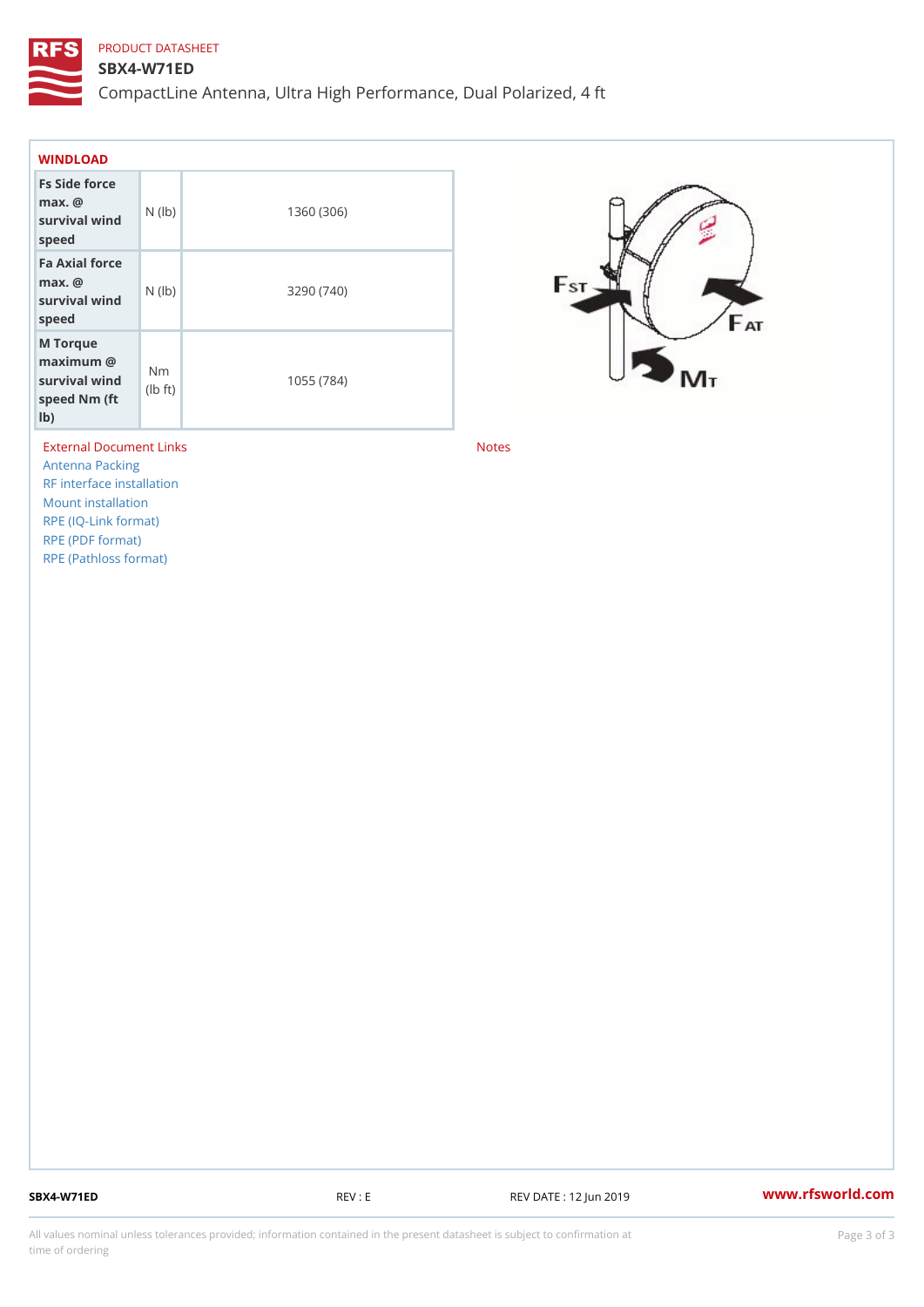PRODUCT DATASHEET

# SBX4-W71ED

CompactLine Antenna, Ultra High Performance, Dual Polarized, 4 ft

## WINDLOAD

| | | |
|---|---|---|
| Fs Side force max. @ survival wind speed | N (lb) | 1360 (306) |
| Fa Axial force max. @ survival wind speed | N (lb) | 3290 (740) |
| M Torque maximum @ survival wind speed Nm (ft lb) | Nm (lb ft) | 1055 (784) |

FST

FAT

MT

External Document Links

- Antenna Packing
- RF interface installation
- Mount installation
- RPE (IQ-Link format)
- RPE (PDF format)
- RPE (Pathloss format)

Notes

SBX4-W71ED REV : E REV DATE : 12 Jun 2019 www.rfsworld.com

All values nominal unless tolerances provided; information contained in the present datasheet is subject to confirmation at time of ordering